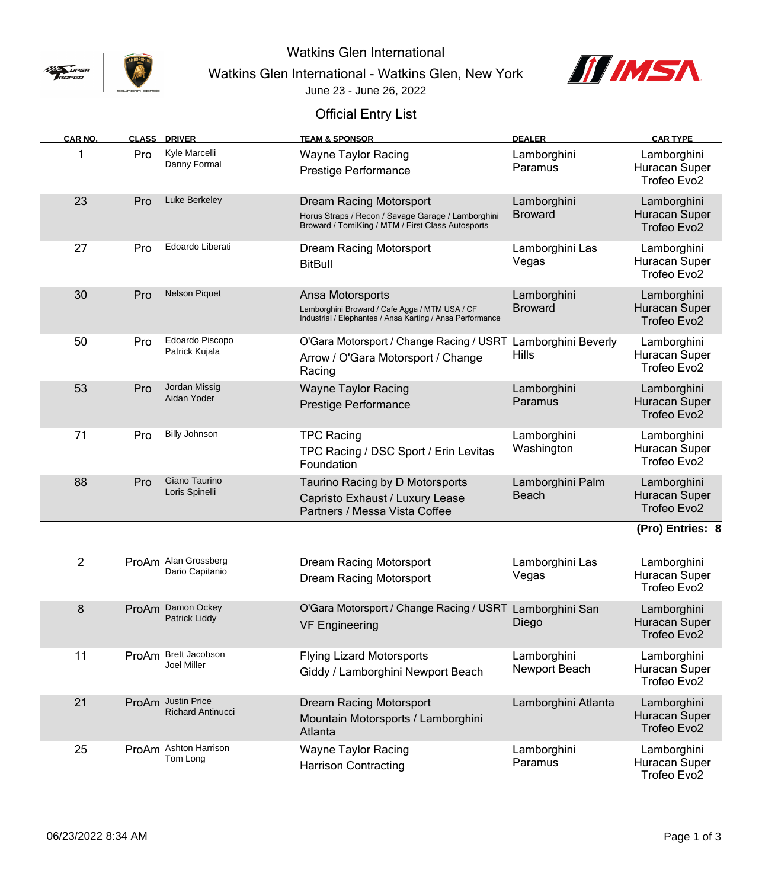# Watkins Glen International

## Watkins Glen International - Watkins Glen, New York

June 23 - June 26, 2022

## Official Entry List

| CAR NO. | CLASS | DRIVER | TEAM & SPONSOR | DEALER | CAR TYPE |
|---|---|---|---|---|---|
| 1 | Pro | Kyle Marcelli<br>Danny Formal | Wayne Taylor Racing<br>Prestige Performance | Lamborghini Paramus | Lamborghini Huracan Super Trofeo Evo2 |
| 23 | Pro | Luke Berkeley | Dream Racing Motorsport<br>Horus Straps / Recon / Savage Garage / Lamborghini Broward / TomiKing / MTM / First Class Autosports | Lamborghini Broward | Lamborghini Huracan Super Trofeo Evo2 |
| 27 | Pro | Edoardo Liberati | Dream Racing Motorsport<br>BitBull | Lamborghini Las Vegas | Lamborghini Huracan Super Trofeo Evo2 |
| 30 | Pro | Nelson Piquet | Ansa Motorsports<br>Lamborghini Broward / Cafe Agga / MTM USA / CF Industrial / Elephantea / Ansa Karting / Ansa Performance | Lamborghini Broward | Lamborghini Huracan Super Trofeo Evo2 |
| 50 | Pro | Edoardo Piscopo<br>Patrick Kujala | O'Gara Motorsport / Change Racing / USRT<br>Arrow / O'Gara Motorsport / Change Racing | Lamborghini Beverly Hills | Lamborghini Huracan Super Trofeo Evo2 |
| 53 | Pro | Jordan Missig<br>Aidan Yoder | Wayne Taylor Racing<br>Prestige Performance | Lamborghini Paramus | Lamborghini Huracan Super Trofeo Evo2 |
| 71 | Pro | Billy Johnson | TPC Racing<br>TPC Racing / DSC Sport / Erin Levitas Foundation | Lamborghini Washington | Lamborghini Huracan Super Trofeo Evo2 |
| 88 | Pro | Giano Taurino<br>Loris Spinelli | Taurino Racing by D Motorsports<br>Capristo Exhaust / Luxury Lease Partners / Messa Vista Coffee | Lamborghini Palm Beach | Lamborghini Huracan Super Trofeo Evo2 |

**(Pro) Entries: 8**

| CAR NO. | CLASS | DRIVER | TEAM & SPONSOR | DEALER | CAR TYPE |
|---|---|---|---|---|---|
| 2 | ProAm | Alan Grossberg<br>Dario Capitanio | Dream Racing Motorsport<br>Dream Racing Motorsport | Lamborghini Las Vegas | Lamborghini Huracan Super Trofeo Evo2 |
| 8 | ProAm | Damon Ockey<br>Patrick Liddy | O'Gara Motorsport / Change Racing / USRT<br>VF Engineering | Lamborghini San Diego | Lamborghini Huracan Super Trofeo Evo2 |
| 11 | ProAm | Brett Jacobson<br>Joel Miller | Flying Lizard Motorsports<br>Giddy / Lamborghini Newport Beach | Lamborghini Newport Beach | Lamborghini Huracan Super Trofeo Evo2 |
| 21 | ProAm | Justin Price<br>Richard Antinucci | Dream Racing Motorsport<br>Mountain Motorsports / Lamborghini Atlanta | Lamborghini Atlanta | Lamborghini Huracan Super Trofeo Evo2 |
| 25 | ProAm | Ashton Harrison<br>Tom Long | Wayne Taylor Racing<br>Harrison Contracting | Lamborghini Paramus | Lamborghini Huracan Super Trofeo Evo2 |

06/23/2022 8:34 AM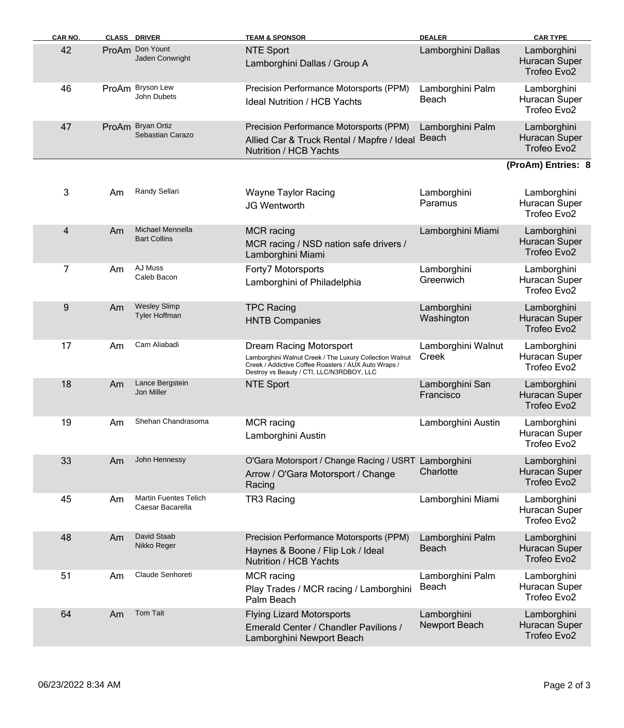| CAR NO. | CLASS | DRIVER | TEAM & SPONSOR | DEALER | CAR TYPE |
|---|---|---|---|---|---|
| 42 | ProAm | Don Yount<br>Jaden Conwright | NTE Sport<br>Lamborghini Dallas / Group A | Lamborghini Dallas | Lamborghini Huracan Super Trofeo Evo2 |
| 46 | ProAm | Bryson Lew<br>John Dubets | Precision Performance Motorsports (PPM)<br>Ideal Nutrition / HCB Yachts | Lamborghini Palm Beach | Lamborghini Huracan Super Trofeo Evo2 |
| 47 | ProAm | Bryan Ortiz<br>Sebastian Carazo | Precision Performance Motorsports (PPM)<br>Allied Car & Truck Rental / Mapfre / Ideal Nutrition / HCB Yachts | Lamborghini Palm Beach | Lamborghini Huracan Super Trofeo Evo2 |

**(ProAm) Entries: 8**

| CAR NO. | CLASS | DRIVER | TEAM & SPONSOR | DEALER | CAR TYPE |
|---|---|---|---|---|---|
| 3 | Am | Randy Sellari | Wayne Taylor Racing<br>JG Wentworth | Lamborghini Paramus | Lamborghini Huracan Super Trofeo Evo2 |
| 4 | Am | Michael Mennella<br>Bart Collins | MCR racing<br>MCR racing / NSD nation safe drivers / Lamborghini Miami | Lamborghini Miami | Lamborghini Huracan Super Trofeo Evo2 |
| 7 | Am | AJ Muss<br>Caleb Bacon | Forty7 Motorsports<br>Lamborghini of Philadelphia | Lamborghini Greenwich | Lamborghini Huracan Super Trofeo Evo2 |
| 9 | Am | Wesley Slimp<br>Tyler Hoffman | TPC Racing<br>HNTB Companies | Lamborghini Washington | Lamborghini Huracan Super Trofeo Evo2 |
| 17 | Am | Cam Aliabadi | Dream Racing Motorsport<br>Lamborghini Walnut Creek / The Luxury Collection Walnut Creek / Addictive Coffee Roasters / AUX Auto Wraps / Destroy vs Beauty / CTI, LLC/N3RDBOY, LLC | Lamborghini Walnut Creek | Lamborghini Huracan Super Trofeo Evo2 |
| 18 | Am | Lance Bergstein<br>Jon Miller | NTE Sport | Lamborghini San Francisco | Lamborghini Huracan Super Trofeo Evo2 |
| 19 | Am | Shehan Chandrasoma | MCR racing<br>Lamborghini Austin | Lamborghini Austin | Lamborghini Huracan Super Trofeo Evo2 |
| 33 | Am | John Hennessy | O'Gara Motorsport / Change Racing / USRT<br>Arrow / O'Gara Motorsport / Change Racing | Lamborghini Charlotte | Lamborghini Huracan Super Trofeo Evo2 |
| 45 | Am | Martin Fuentes Telich<br>Caesar Bacarella | TR3 Racing | Lamborghini Miami | Lamborghini Huracan Super Trofeo Evo2 |
| 48 | Am | David Staab<br>Nikko Reger | Precision Performance Motorsports (PPM)<br>Haynes & Boone / Flip Lok / Ideal Nutrition / HCB Yachts | Lamborghini Palm Beach | Lamborghini Huracan Super Trofeo Evo2 |
| 51 | Am | Claude Senhoreti | MCR racing<br>Play Trades / MCR racing / Lamborghini Palm Beach | Lamborghini Palm Beach | Lamborghini Huracan Super Trofeo Evo2 |
| 64 | Am | Tom Tait | Flying Lizard Motorsports<br>Emerald Center / Chandler Pavilions / Lamborghini Newport Beach | Lamborghini Newport Beach | Lamborghini Huracan Super Trofeo Evo2 |

06/23/2022 8:34 AM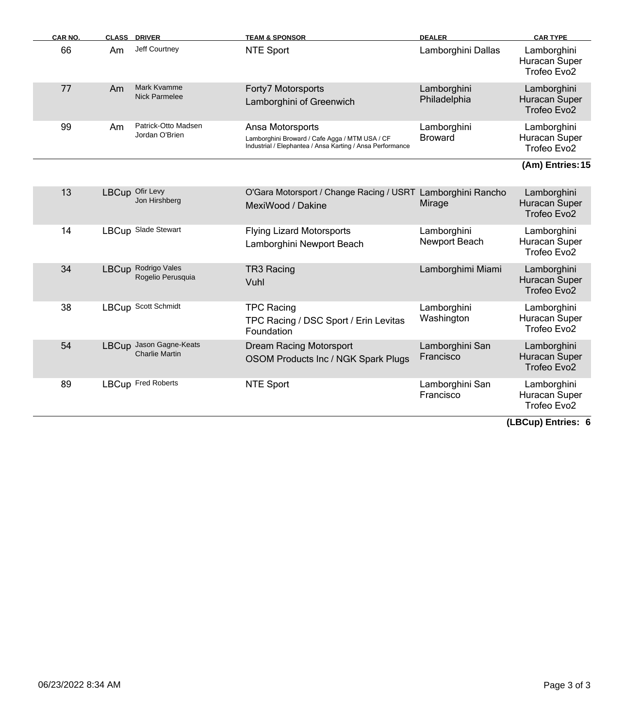| CAR NO. | CLASS | DRIVER | TEAM & SPONSOR | DEALER | CAR TYPE |
|---|---|---|---|---|---|
| 66 | Am | Jeff Courtney | NTE Sport | Lamborghini Dallas | Lamborghini Huracan Super Trofeo Evo2 |
| 77 | Am | Mark Kvamme<br>Nick Parmelee | Forty7 Motorsports<br>Lamborghini of Greenwich | Lamborghini Philadelphia | Lamborghini Huracan Super Trofeo Evo2 |
| 99 | Am | Patrick-Otto Madsen<br>Jordan O'Brien | Ansa Motorsports<br>Lamborghini Broward / Cafe Agga / MTM USA / CF Industrial / Elephantea / Ansa Karting / Ansa Performance | Lamborghini Broward | Lamborghini Huracan Super Trofeo Evo2 |

**(Am) Entries: 15**

| CAR NO. | CLASS | DRIVER | TEAM & SPONSOR | DEALER | CAR TYPE |
|---|---|---|---|---|---|
| 13 | LBCup | Ofir Levy<br>Jon Hirshberg | O'Gara Motorsport / Change Racing / USRT<br>MexiWood / Dakine | Lamborghini Rancho Mirage | Lamborghini Huracan Super Trofeo Evo2 |
| 14 | LBCup | Slade Stewart | Flying Lizard Motorsports<br>Lamborghini Newport Beach | Lamborghini Newport Beach | Lamborghini Huracan Super Trofeo Evo2 |
| 34 | LBCup | Rodrigo Vales<br>Rogelio Perusquia | TR3 Racing<br>Vuhl | Lamborghimi Miami | Lamborghini Huracan Super Trofeo Evo2 |
| 38 | LBCup | Scott Schmidt | TPC Racing<br>TPC Racing / DSC Sport / Erin Levitas Foundation | Lamborghini Washington | Lamborghini Huracan Super Trofeo Evo2 |
| 54 | LBCup | Jason Gagne-Keats<br>Charlie Martin | Dream Racing Motorsport<br>OSOM Products Inc / NGK Spark Plugs | Lamborghini San Francisco | Lamborghini Huracan Super Trofeo Evo2 |
| 89 | LBCup | Fred Roberts | NTE Sport | Lamborghini San Francisco | Lamborghini Huracan Super Trofeo Evo2 |

**(LBCup) Entries: 6**

06/23/2022 8:34 AM